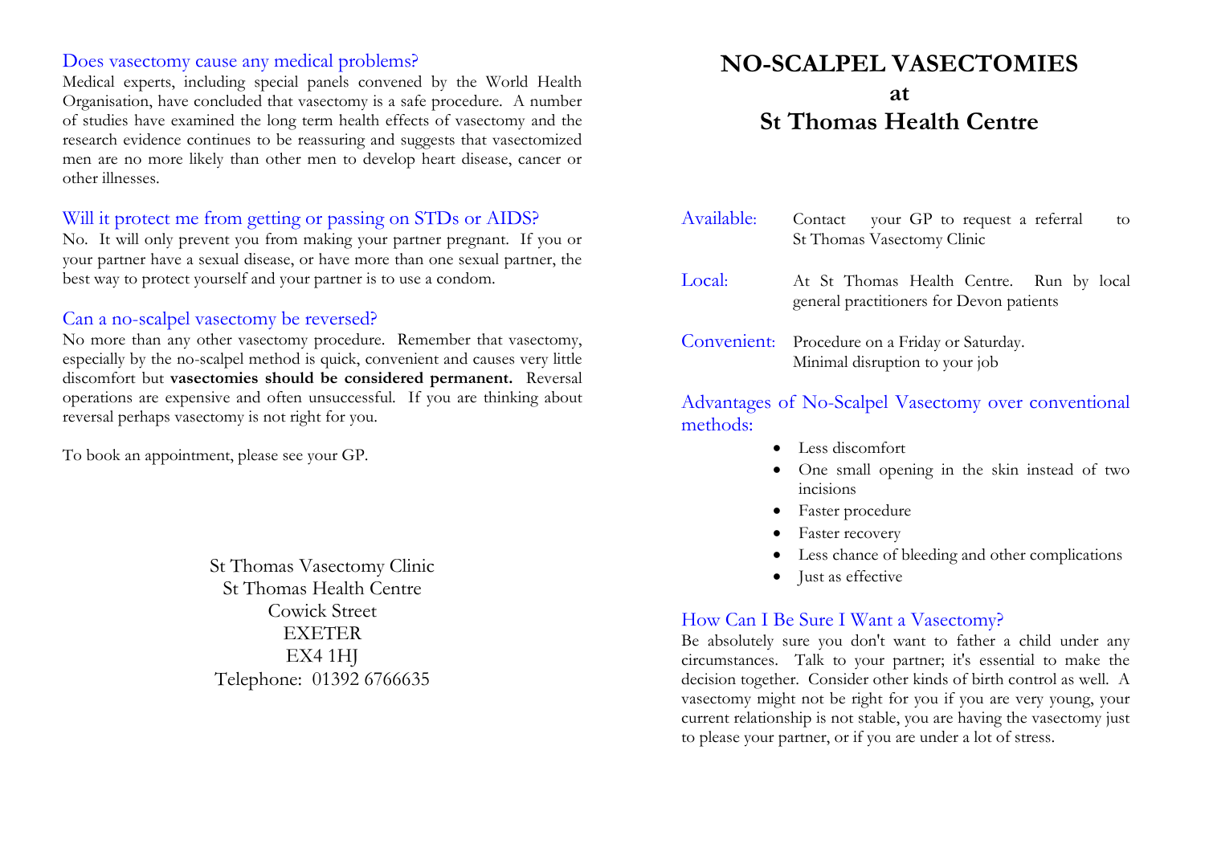# NO-SCALPEL VASECTOMIES at St Thomas Health Centre

**Available:** Contact your GP to request a referral to St Thomas Vasectomy Clinic

**Local:** At St Thomas Health Centre. Run by local general practitioners for Devon patients

**Convenient:** Procedure on a Friday or Saturday. Minimal disruption to your job

## Advantages of No-Scalpel Vasectomy over conventional methods:

- Less discomfort
- One small opening in the skin instead of two incisions
- Faster procedure
- Faster recovery
- Less chance of bleeding and other complications
- Just as effective

## How Can I Be Sure I Want a Vasectomy?

Be absolutely sure you don't want to father a child under any circumstances. Talk to your partner; it's essential to make the decision together. Consider other kinds of birth control as well. A vasectomy might not be right for you if you are very young, your current relationship is not stable, you are having the vasectomy just to please your partner, or if you are under a lot of stress.

## Does vasectomy cause any medical problems?

Medical experts, including special panels convened by the World Health Organisation, have concluded that vasectomy is a safe procedure. A number of studies have examined the long term health effects of vasectomy and the research evidence continues to be reassuring and suggests that vasectomized men are no more likely than other men to develop heart disease, cancer or other illnesses.

## Will it protect me from getting or passing on STDs or AIDS?

No. It will only prevent you from making your partner pregnant. If you or your partner have a sexual disease, or have more than one sexual partner, the best way to protect yourself and your partner is to use a condom.

## Can a no-scalpel vasectomy be reversed?

No more than any other vasectomy procedure. Remember that vasectomy, especially by the no-scalpel method is quick, convenient and causes very little discomfort but **vasectomies should be considered permanent.** Reversal operations are expensive and often unsuccessful. If you are thinking about reversal perhaps vasectomy is not right for you.

To book an appointment, please see your GP.

St Thomas Vasectomy Clinic
St Thomas Health Centre
Cowick Street
EXETER
EX4 1HJ
Telephone: 01392 6766635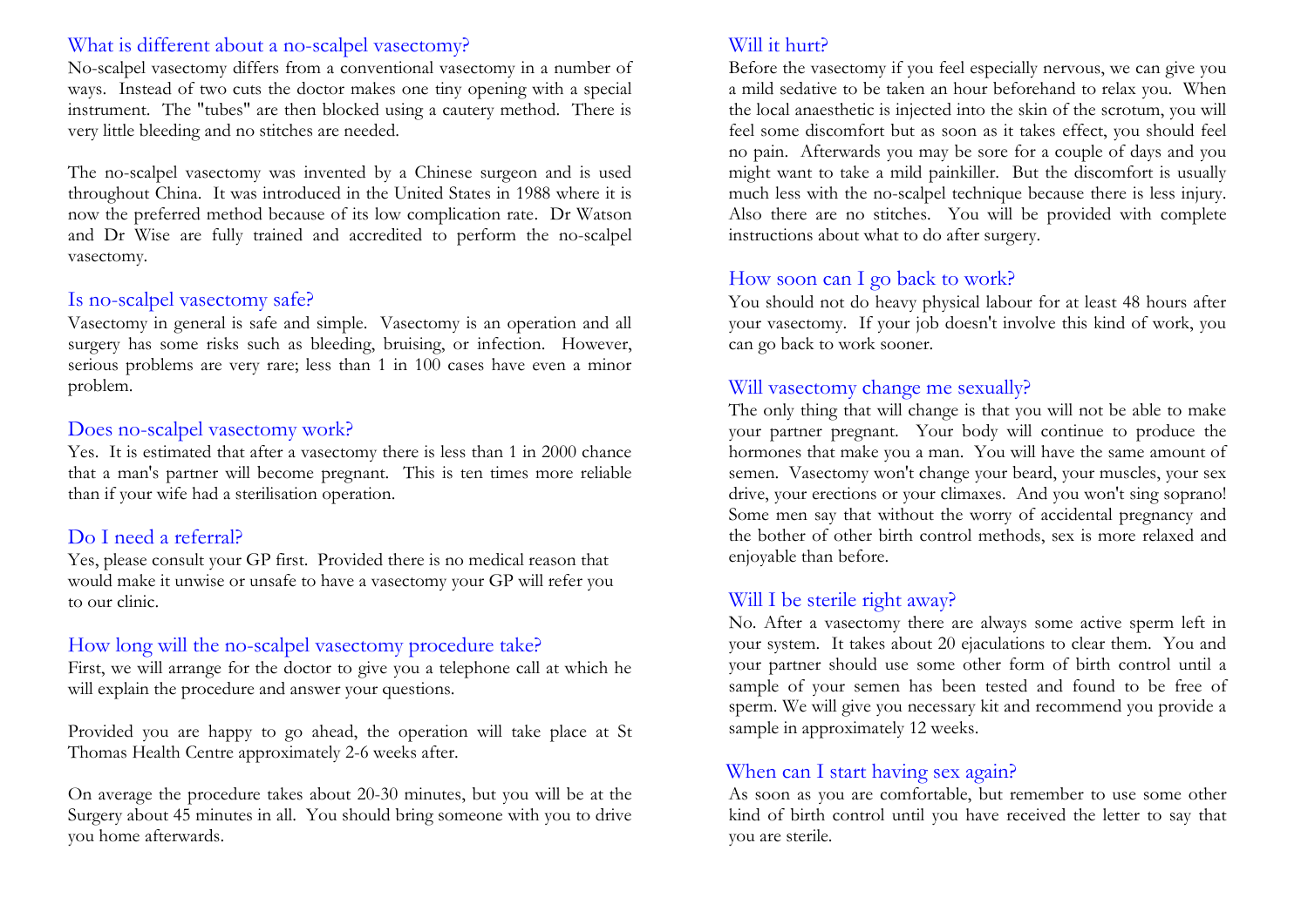## What is different about a no-scalpel vasectomy?

No-scalpel vasectomy differs from a conventional vasectomy in a number of ways. Instead of two cuts the doctor makes one tiny opening with a special instrument. The "tubes" are then blocked using a cautery method. There is very little bleeding and no stitches are needed.

The no-scalpel vasectomy was invented by a Chinese surgeon and is used throughout China. It was introduced in the United States in 1988 where it is now the preferred method because of its low complication rate. Dr Watson and Dr Wise are fully trained and accredited to perform the no-scalpel vasectomy.

## Is no-scalpel vasectomy safe?

Vasectomy in general is safe and simple. Vasectomy is an operation and all surgery has some risks such as bleeding, bruising, or infection. However, serious problems are very rare; less than 1 in 100 cases have even a minor problem.

## Does no-scalpel vasectomy work?

Yes. It is estimated that after a vasectomy there is less than 1 in 2000 chance that a man's partner will become pregnant. This is ten times more reliable than if your wife had a sterilisation operation.

## Do I need a referral?

Yes, please consult your GP first. Provided there is no medical reason that would make it unwise or unsafe to have a vasectomy your GP will refer you to our clinic.

## How long will the no-scalpel vasectomy procedure take?

First, we will arrange for the doctor to give you a telephone call at which he will explain the procedure and answer your questions.

Provided you are happy to go ahead, the operation will take place at St Thomas Health Centre approximately 2-6 weeks after.

On average the procedure takes about 20-30 minutes, but you will be at the Surgery about 45 minutes in all. You should bring someone with you to drive you home afterwards.

## Will it hurt?

Before the vasectomy if you feel especially nervous, we can give you a mild sedative to be taken an hour beforehand to relax you. When the local anaesthetic is injected into the skin of the scrotum, you will feel some discomfort but as soon as it takes effect, you should feel no pain. Afterwards you may be sore for a couple of days and you might want to take a mild painkiller. But the discomfort is usually much less with the no-scalpel technique because there is less injury. Also there are no stitches. You will be provided with complete instructions about what to do after surgery.

## How soon can I go back to work?

You should not do heavy physical labour for at least 48 hours after your vasectomy. If your job doesn't involve this kind of work, you can go back to work sooner.

## Will vasectomy change me sexually?

The only thing that will change is that you will not be able to make your partner pregnant. Your body will continue to produce the hormones that make you a man. You will have the same amount of semen. Vasectomy won't change your beard, your muscles, your sex drive, your erections or your climaxes. And you won't sing soprano! Some men say that without the worry of accidental pregnancy and the bother of other birth control methods, sex is more relaxed and enjoyable than before.

## Will I be sterile right away?

No. After a vasectomy there are always some active sperm left in your system. It takes about 20 ejaculations to clear them. You and your partner should use some other form of birth control until a sample of your semen has been tested and found to be free of sperm. We will give you necessary kit and recommend you provide a sample in approximately 12 weeks.

## When can I start having sex again?

As soon as you are comfortable, but remember to use some other kind of birth control until you have received the letter to say that you are sterile.